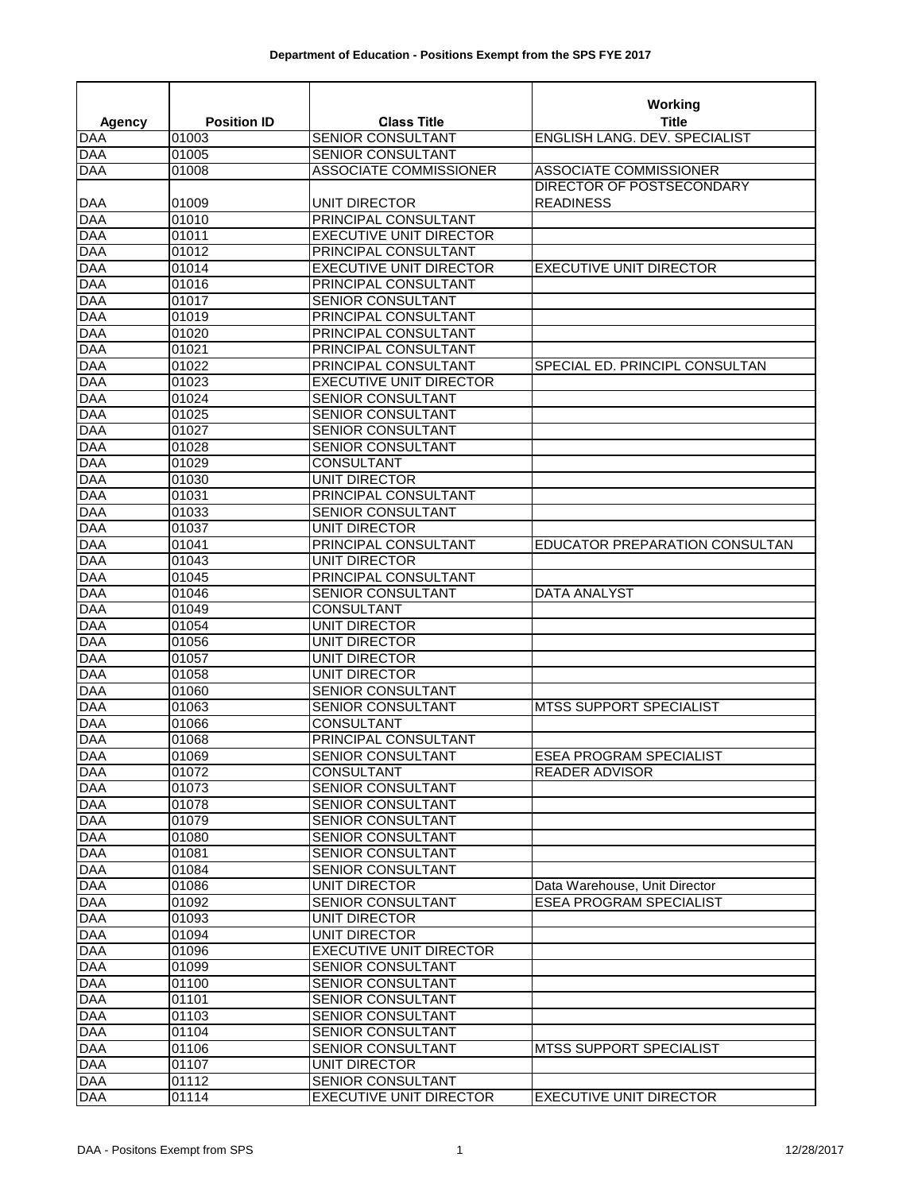# Department of Education - Positions Exempt from the SPS FYE 2017

| Agency | Position ID | Class Title | Working Title |
|---|---|---|---|
| DAA | 01003 | SENIOR CONSULTANT | ENGLISH LANG. DEV. SPECIALIST |
| DAA | 01005 | SENIOR CONSULTANT | |
| DAA | 01008 | ASSOCIATE COMMISSIONER | ASSOCIATE COMMISSIONER |
| DAA | 01009 | UNIT DIRECTOR | DIRECTOR OF POSTSECONDARY READINESS |
| DAA | 01010 | PRINCIPAL CONSULTANT | |
| DAA | 01011 | EXECUTIVE UNIT DIRECTOR | |
| DAA | 01012 | PRINCIPAL CONSULTANT | |
| DAA | 01014 | EXECUTIVE UNIT DIRECTOR | EXECUTIVE UNIT DIRECTOR |
| DAA | 01016 | PRINCIPAL CONSULTANT | |
| DAA | 01017 | SENIOR CONSULTANT | |
| DAA | 01019 | PRINCIPAL CONSULTANT | |
| DAA | 01020 | PRINCIPAL CONSULTANT | |
| DAA | 01021 | PRINCIPAL CONSULTANT | |
| DAA | 01022 | PRINCIPAL CONSULTANT | SPECIAL ED. PRINCIPL CONSULTAN |
| DAA | 01023 | EXECUTIVE UNIT DIRECTOR | |
| DAA | 01024 | SENIOR CONSULTANT | |
| DAA | 01025 | SENIOR CONSULTANT | |
| DAA | 01027 | SENIOR CONSULTANT | |
| DAA | 01028 | SENIOR CONSULTANT | |
| DAA | 01029 | CONSULTANT | |
| DAA | 01030 | UNIT DIRECTOR | |
| DAA | 01031 | PRINCIPAL CONSULTANT | |
| DAA | 01033 | SENIOR CONSULTANT | |
| DAA | 01037 | UNIT DIRECTOR | |
| DAA | 01041 | PRINCIPAL CONSULTANT | EDUCATOR PREPARATION CONSULTAN |
| DAA | 01043 | UNIT DIRECTOR | |
| DAA | 01045 | PRINCIPAL CONSULTANT | |
| DAA | 01046 | SENIOR CONSULTANT | DATA ANALYST |
| DAA | 01049 | CONSULTANT | |
| DAA | 01054 | UNIT DIRECTOR | |
| DAA | 01056 | UNIT DIRECTOR | |
| DAA | 01057 | UNIT DIRECTOR | |
| DAA | 01058 | UNIT DIRECTOR | |
| DAA | 01060 | SENIOR CONSULTANT | |
| DAA | 01063 | SENIOR CONSULTANT | MTSS SUPPORT SPECIALIST |
| DAA | 01066 | CONSULTANT | |
| DAA | 01068 | PRINCIPAL CONSULTANT | |
| DAA | 01069 | SENIOR CONSULTANT | ESEA PROGRAM SPECIALIST |
| DAA | 01072 | CONSULTANT | READER ADVISOR |
| DAA | 01073 | SENIOR CONSULTANT | |
| DAA | 01078 | SENIOR CONSULTANT | |
| DAA | 01079 | SENIOR CONSULTANT | |
| DAA | 01080 | SENIOR CONSULTANT | |
| DAA | 01081 | SENIOR CONSULTANT | |
| DAA | 01084 | SENIOR CONSULTANT | |
| DAA | 01086 | UNIT DIRECTOR | Data Warehouse, Unit Director |
| DAA | 01092 | SENIOR CONSULTANT | ESEA PROGRAM SPECIALIST |
| DAA | 01093 | UNIT DIRECTOR | |
| DAA | 01094 | UNIT DIRECTOR | |
| DAA | 01096 | EXECUTIVE UNIT DIRECTOR | |
| DAA | 01099 | SENIOR CONSULTANT | |
| DAA | 01100 | SENIOR CONSULTANT | |
| DAA | 01101 | SENIOR CONSULTANT | |
| DAA | 01103 | SENIOR CONSULTANT | |
| DAA | 01104 | SENIOR CONSULTANT | |
| DAA | 01106 | SENIOR CONSULTANT | MTSS SUPPORT SPECIALIST |
| DAA | 01107 | UNIT DIRECTOR | |
| DAA | 01112 | SENIOR CONSULTANT | |
| DAA | 01114 | EXECUTIVE UNIT DIRECTOR | EXECUTIVE UNIT DIRECTOR |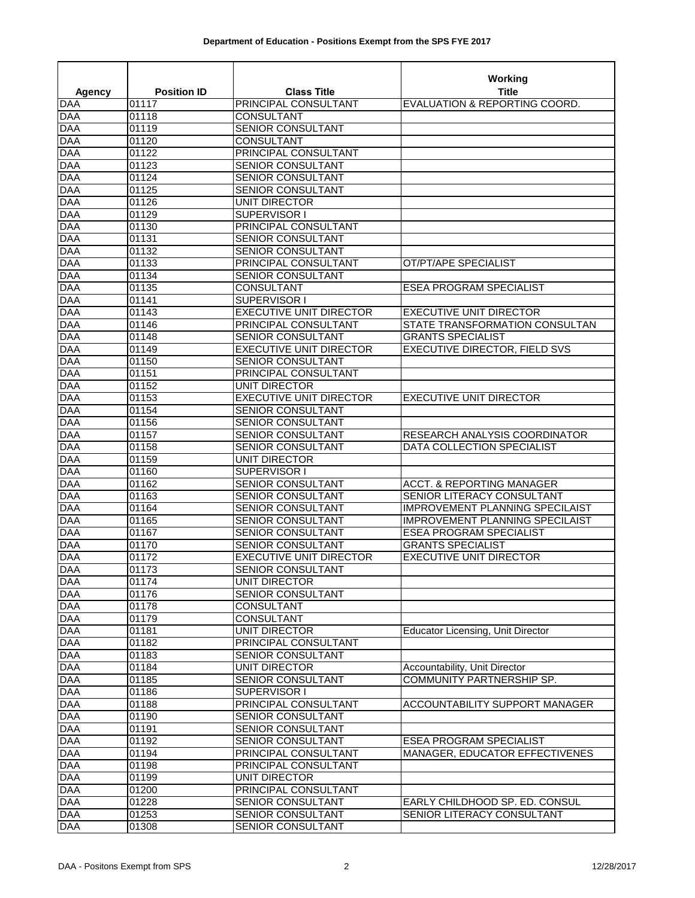**Department of Education - Positions Exempt from the SPS FYE 2017**

| Agency | Position ID | Class Title | Working Title |
|---|---|---|---|
| DAA | 01117 | PRINCIPAL CONSULTANT | EVALUATION & REPORTING COORD. |
| DAA | 01118 | CONSULTANT | |
| DAA | 01119 | SENIOR CONSULTANT | |
| DAA | 01120 | CONSULTANT | |
| DAA | 01122 | PRINCIPAL CONSULTANT | |
| DAA | 01123 | SENIOR CONSULTANT | |
| DAA | 01124 | SENIOR CONSULTANT | |
| DAA | 01125 | SENIOR CONSULTANT | |
| DAA | 01126 | UNIT DIRECTOR | |
| DAA | 01129 | SUPERVISOR I | |
| DAA | 01130 | PRINCIPAL CONSULTANT | |
| DAA | 01131 | SENIOR CONSULTANT | |
| DAA | 01132 | SENIOR CONSULTANT | |
| DAA | 01133 | PRINCIPAL CONSULTANT | OT/PT/APE SPECIALIST |
| DAA | 01134 | SENIOR CONSULTANT | |
| DAA | 01135 | CONSULTANT | ESEA PROGRAM SPECIALIST |
| DAA | 01141 | SUPERVISOR I | |
| DAA | 01143 | EXECUTIVE UNIT DIRECTOR | EXECUTIVE UNIT DIRECTOR |
| DAA | 01146 | PRINCIPAL CONSULTANT | STATE TRANSFORMATION CONSULTAN |
| DAA | 01148 | SENIOR CONSULTANT | GRANTS SPECIALIST |
| DAA | 01149 | EXECUTIVE UNIT DIRECTOR | EXECUTIVE DIRECTOR, FIELD SVS |
| DAA | 01150 | SENIOR CONSULTANT | |
| DAA | 01151 | PRINCIPAL CONSULTANT | |
| DAA | 01152 | UNIT DIRECTOR | |
| DAA | 01153 | EXECUTIVE UNIT DIRECTOR | EXECUTIVE UNIT DIRECTOR |
| DAA | 01154 | SENIOR CONSULTANT | |
| DAA | 01156 | SENIOR CONSULTANT | |
| DAA | 01157 | SENIOR CONSULTANT | RESEARCH ANALYSIS COORDINATOR |
| DAA | 01158 | SENIOR CONSULTANT | DATA COLLECTION SPECIALIST |
| DAA | 01159 | UNIT DIRECTOR | |
| DAA | 01160 | SUPERVISOR I | |
| DAA | 01162 | SENIOR CONSULTANT | ACCT. & REPORTING MANAGER |
| DAA | 01163 | SENIOR CONSULTANT | SENIOR LITERACY CONSULTANT |
| DAA | 01164 | SENIOR CONSULTANT | IMPROVEMENT PLANNING SPECILAIST |
| DAA | 01165 | SENIOR CONSULTANT | IMPROVEMENT PLANNING SPECILAIST |
| DAA | 01167 | SENIOR CONSULTANT | ESEA PROGRAM SPECIALIST |
| DAA | 01170 | SENIOR CONSULTANT | GRANTS SPECIALIST |
| DAA | 01172 | EXECUTIVE UNIT DIRECTOR | EXECUTIVE UNIT DIRECTOR |
| DAA | 01173 | SENIOR CONSULTANT | |
| DAA | 01174 | UNIT DIRECTOR | |
| DAA | 01176 | SENIOR CONSULTANT | |
| DAA | 01178 | CONSULTANT | |
| DAA | 01179 | CONSULTANT | |
| DAA | 01181 | UNIT DIRECTOR | Educator Licensing, Unit Director |
| DAA | 01182 | PRINCIPAL CONSULTANT | |
| DAA | 01183 | SENIOR CONSULTANT | |
| DAA | 01184 | UNIT DIRECTOR | Accountability, Unit Director |
| DAA | 01185 | SENIOR CONSULTANT | COMMUNITY PARTNERSHIP SP. |
| DAA | 01186 | SUPERVISOR I | |
| DAA | 01188 | PRINCIPAL CONSULTANT | ACCOUNTABILITY SUPPORT MANAGER |
| DAA | 01190 | SENIOR CONSULTANT | |
| DAA | 01191 | SENIOR CONSULTANT | |
| DAA | 01192 | SENIOR CONSULTANT | ESEA PROGRAM SPECIALIST |
| DAA | 01194 | PRINCIPAL CONSULTANT | MANAGER, EDUCATOR EFFECTIVENES |
| DAA | 01198 | PRINCIPAL CONSULTANT | |
| DAA | 01199 | UNIT DIRECTOR | |
| DAA | 01200 | PRINCIPAL CONSULTANT | |
| DAA | 01228 | SENIOR CONSULTANT | EARLY CHILDHOOD SP. ED. CONSUL |
| DAA | 01253 | SENIOR CONSULTANT | SENIOR LITERACY CONSULTANT |
| DAA | 01308 | SENIOR CONSULTANT | |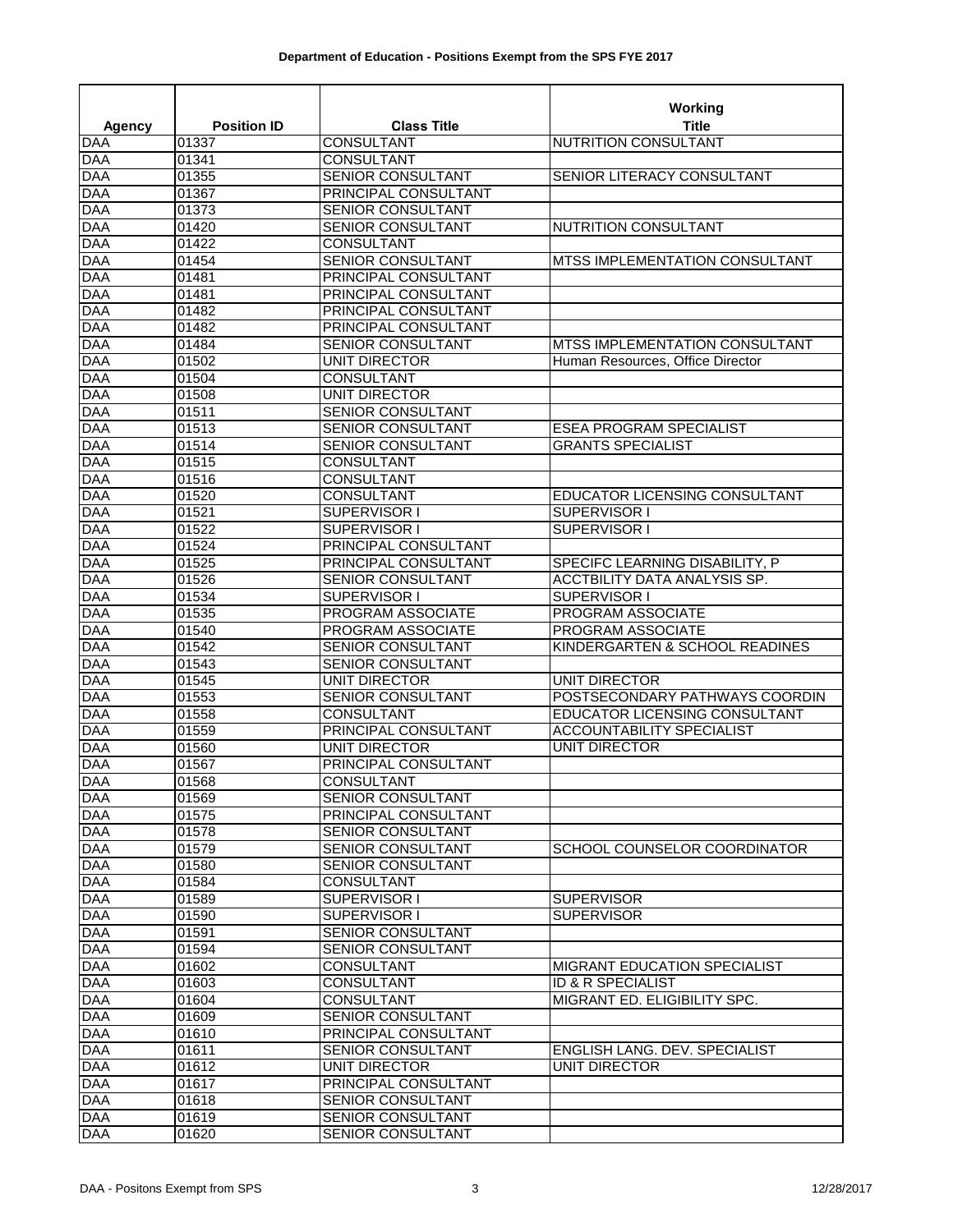**Department of Education - Positions Exempt from the SPS FYE 2017**

| Agency | Position ID | Class Title | Working Title |
|---|---|---|---|
| DAA | 01337 | CONSULTANT | NUTRITION CONSULTANT |
| DAA | 01341 | CONSULTANT | |
| DAA | 01355 | SENIOR CONSULTANT | SENIOR LITERACY CONSULTANT |
| DAA | 01367 | PRINCIPAL CONSULTANT | |
| DAA | 01373 | SENIOR CONSULTANT | |
| DAA | 01420 | SENIOR CONSULTANT | NUTRITION CONSULTANT |
| DAA | 01422 | CONSULTANT | |
| DAA | 01454 | SENIOR CONSULTANT | MTSS IMPLEMENTATION CONSULTANT |
| DAA | 01481 | PRINCIPAL CONSULTANT | |
| DAA | 01481 | PRINCIPAL CONSULTANT | |
| DAA | 01482 | PRINCIPAL CONSULTANT | |
| DAA | 01482 | PRINCIPAL CONSULTANT | |
| DAA | 01484 | SENIOR CONSULTANT | MTSS IMPLEMENTATION CONSULTANT |
| DAA | 01502 | UNIT DIRECTOR | Human Resources, Office Director |
| DAA | 01504 | CONSULTANT | |
| DAA | 01508 | UNIT DIRECTOR | |
| DAA | 01511 | SENIOR CONSULTANT | |
| DAA | 01513 | SENIOR CONSULTANT | ESEA PROGRAM SPECIALIST |
| DAA | 01514 | SENIOR CONSULTANT | GRANTS SPECIALIST |
| DAA | 01515 | CONSULTANT | |
| DAA | 01516 | CONSULTANT | |
| DAA | 01520 | CONSULTANT | EDUCATOR LICENSING CONSULTANT |
| DAA | 01521 | SUPERVISOR I | SUPERVISOR I |
| DAA | 01522 | SUPERVISOR I | SUPERVISOR I |
| DAA | 01524 | PRINCIPAL CONSULTANT | |
| DAA | 01525 | PRINCIPAL CONSULTANT | SPECIFC LEARNING DISABILITY, P |
| DAA | 01526 | SENIOR CONSULTANT | ACCTBILITY DATA ANALYSIS SP. |
| DAA | 01534 | SUPERVISOR I | SUPERVISOR I |
| DAA | 01535 | PROGRAM ASSOCIATE | PROGRAM ASSOCIATE |
| DAA | 01540 | PROGRAM ASSOCIATE | PROGRAM ASSOCIATE |
| DAA | 01542 | SENIOR CONSULTANT | KINDERGARTEN & SCHOOL READINES |
| DAA | 01543 | SENIOR CONSULTANT | |
| DAA | 01545 | UNIT DIRECTOR | UNIT DIRECTOR |
| DAA | 01553 | SENIOR CONSULTANT | POSTSECONDARY PATHWAYS COORDIN |
| DAA | 01558 | CONSULTANT | EDUCATOR LICENSING CONSULTANT |
| DAA | 01559 | PRINCIPAL CONSULTANT | ACCOUNTABILITY SPECIALIST |
| DAA | 01560 | UNIT DIRECTOR | UNIT DIRECTOR |
| DAA | 01567 | PRINCIPAL CONSULTANT | |
| DAA | 01568 | CONSULTANT | |
| DAA | 01569 | SENIOR CONSULTANT | |
| DAA | 01575 | PRINCIPAL CONSULTANT | |
| DAA | 01578 | SENIOR CONSULTANT | |
| DAA | 01579 | SENIOR CONSULTANT | SCHOOL COUNSELOR COORDINATOR |
| DAA | 01580 | SENIOR CONSULTANT | |
| DAA | 01584 | CONSULTANT | |
| DAA | 01589 | SUPERVISOR I | SUPERVISOR |
| DAA | 01590 | SUPERVISOR I | SUPERVISOR |
| DAA | 01591 | SENIOR CONSULTANT | |
| DAA | 01594 | SENIOR CONSULTANT | |
| DAA | 01602 | CONSULTANT | MIGRANT EDUCATION SPECIALIST |
| DAA | 01603 | CONSULTANT | ID & R SPECIALIST |
| DAA | 01604 | CONSULTANT | MIGRANT ED. ELIGIBILITY SPC. |
| DAA | 01609 | SENIOR CONSULTANT | |
| DAA | 01610 | PRINCIPAL CONSULTANT | |
| DAA | 01611 | SENIOR CONSULTANT | ENGLISH LANG. DEV. SPECIALIST |
| DAA | 01612 | UNIT DIRECTOR | UNIT DIRECTOR |
| DAA | 01617 | PRINCIPAL CONSULTANT | |
| DAA | 01618 | SENIOR CONSULTANT | |
| DAA | 01619 | SENIOR CONSULTANT | |
| DAA | 01620 | SENIOR CONSULTANT | |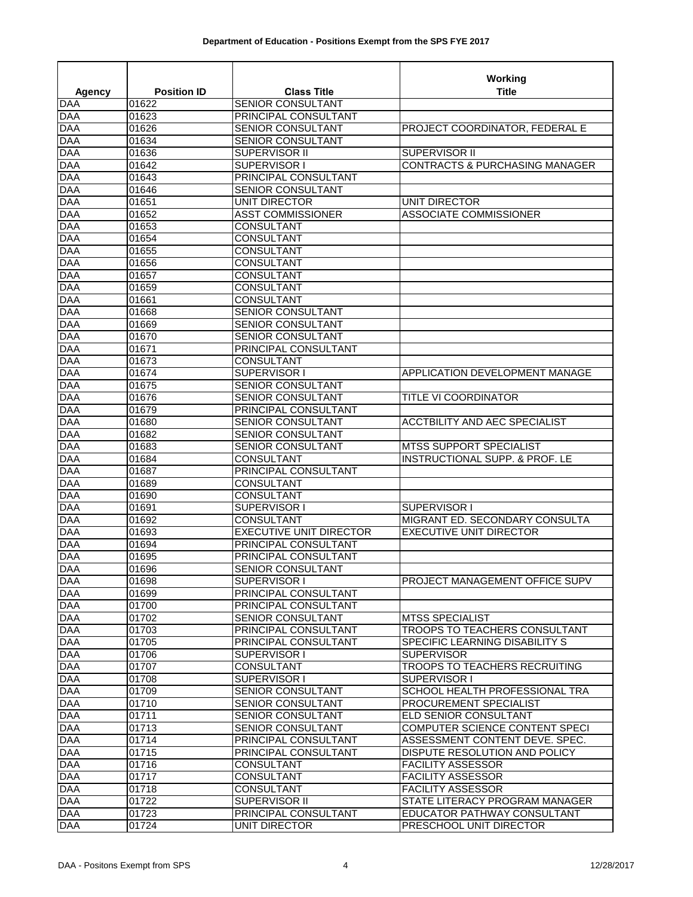**Department of Education - Positions Exempt from the SPS FYE 2017**

| Agency | Position ID | Class Title | Working Title |
|---|---|---|---|
| DAA | 01622 | SENIOR CONSULTANT | |
| DAA | 01623 | PRINCIPAL CONSULTANT | |
| DAA | 01626 | SENIOR CONSULTANT | PROJECT COORDINATOR, FEDERAL E |
| DAA | 01634 | SENIOR CONSULTANT | |
| DAA | 01636 | SUPERVISOR II | SUPERVISOR II |
| DAA | 01642 | SUPERVISOR I | CONTRACTS & PURCHASING MANAGER |
| DAA | 01643 | PRINCIPAL CONSULTANT | |
| DAA | 01646 | SENIOR CONSULTANT | |
| DAA | 01651 | UNIT DIRECTOR | UNIT DIRECTOR |
| DAA | 01652 | ASST COMMISSIONER | ASSOCIATE COMMISSIONER |
| DAA | 01653 | CONSULTANT | |
| DAA | 01654 | CONSULTANT | |
| DAA | 01655 | CONSULTANT | |
| DAA | 01656 | CONSULTANT | |
| DAA | 01657 | CONSULTANT | |
| DAA | 01659 | CONSULTANT | |
| DAA | 01661 | CONSULTANT | |
| DAA | 01668 | SENIOR CONSULTANT | |
| DAA | 01669 | SENIOR CONSULTANT | |
| DAA | 01670 | SENIOR CONSULTANT | |
| DAA | 01671 | PRINCIPAL CONSULTANT | |
| DAA | 01673 | CONSULTANT | |
| DAA | 01674 | SUPERVISOR I | APPLICATION DEVELOPMENT MANAGE |
| DAA | 01675 | SENIOR CONSULTANT | |
| DAA | 01676 | SENIOR CONSULTANT | TITLE VI COORDINATOR |
| DAA | 01679 | PRINCIPAL CONSULTANT | |
| DAA | 01680 | SENIOR CONSULTANT | ACCTBILITY AND AEC SPECIALIST |
| DAA | 01682 | SENIOR CONSULTANT | |
| DAA | 01683 | SENIOR CONSULTANT | MTSS SUPPORT SPECIALIST |
| DAA | 01684 | CONSULTANT | INSTRUCTIONAL SUPP. & PROF. LE |
| DAA | 01687 | PRINCIPAL CONSULTANT | |
| DAA | 01689 | CONSULTANT | |
| DAA | 01690 | CONSULTANT | |
| DAA | 01691 | SUPERVISOR I | SUPERVISOR I |
| DAA | 01692 | CONSULTANT | MIGRANT ED. SECONDARY CONSULTA |
| DAA | 01693 | EXECUTIVE UNIT DIRECTOR | EXECUTIVE UNIT DIRECTOR |
| DAA | 01694 | PRINCIPAL CONSULTANT | |
| DAA | 01695 | PRINCIPAL CONSULTANT | |
| DAA | 01696 | SENIOR CONSULTANT | |
| DAA | 01698 | SUPERVISOR I | PROJECT MANAGEMENT OFFICE SUPV |
| DAA | 01699 | PRINCIPAL CONSULTANT | |
| DAA | 01700 | PRINCIPAL CONSULTANT | |
| DAA | 01702 | SENIOR CONSULTANT | MTSS SPECIALIST |
| DAA | 01703 | PRINCIPAL CONSULTANT | TROOPS TO TEACHERS CONSULTANT |
| DAA | 01705 | PRINCIPAL CONSULTANT | SPECIFIC LEARNING DISABILITY S |
| DAA | 01706 | SUPERVISOR I | SUPERVISOR |
| DAA | 01707 | CONSULTANT | TROOPS TO TEACHERS RECRUITING |
| DAA | 01708 | SUPERVISOR I | SUPERVISOR I |
| DAA | 01709 | SENIOR CONSULTANT | SCHOOL HEALTH PROFESSIONAL TRA |
| DAA | 01710 | SENIOR CONSULTANT | PROCUREMENT SPECIALIST |
| DAA | 01711 | SENIOR CONSULTANT | ELD SENIOR CONSULTANT |
| DAA | 01713 | SENIOR CONSULTANT | COMPUTER SCIENCE CONTENT SPECI |
| DAA | 01714 | PRINCIPAL CONSULTANT | ASSESSMENT CONTENT DEVE. SPEC. |
| DAA | 01715 | PRINCIPAL CONSULTANT | DISPUTE RESOLUTION AND POLICY |
| DAA | 01716 | CONSULTANT | FACILITY ASSESSOR |
| DAA | 01717 | CONSULTANT | FACILITY ASSESSOR |
| DAA | 01718 | CONSULTANT | FACILITY ASSESSOR |
| DAA | 01722 | SUPERVISOR II | STATE LITERACY PROGRAM MANAGER |
| DAA | 01723 | PRINCIPAL CONSULTANT | EDUCATOR PATHWAY CONSULTANT |
| DAA | 01724 | UNIT DIRECTOR | PRESCHOOL UNIT DIRECTOR |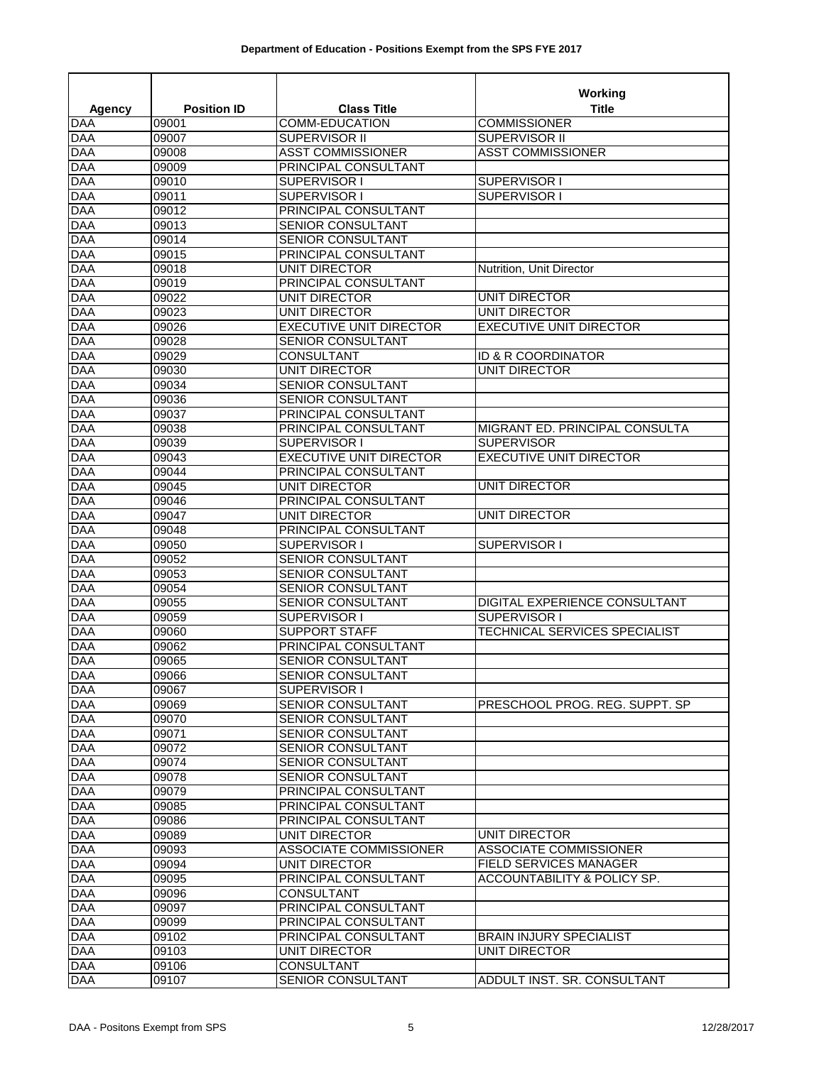**Department of Education - Positions Exempt from the SPS FYE 2017**

| Agency | Position ID | Class Title | Working Title |
|---|---|---|---|
| DAA | 09001 | COMM-EDUCATION | COMMISSIONER |
| DAA | 09007 | SUPERVISOR II | SUPERVISOR II |
| DAA | 09008 | ASST COMMISSIONER | ASST COMMISSIONER |
| DAA | 09009 | PRINCIPAL CONSULTANT | |
| DAA | 09010 | SUPERVISOR I | SUPERVISOR I |
| DAA | 09011 | SUPERVISOR I | SUPERVISOR I |
| DAA | 09012 | PRINCIPAL CONSULTANT | |
| DAA | 09013 | SENIOR CONSULTANT | |
| DAA | 09014 | SENIOR CONSULTANT | |
| DAA | 09015 | PRINCIPAL CONSULTANT | |
| DAA | 09018 | UNIT DIRECTOR | Nutrition, Unit Director |
| DAA | 09019 | PRINCIPAL CONSULTANT | |
| DAA | 09022 | UNIT DIRECTOR | UNIT DIRECTOR |
| DAA | 09023 | UNIT DIRECTOR | UNIT DIRECTOR |
| DAA | 09026 | EXECUTIVE UNIT DIRECTOR | EXECUTIVE UNIT DIRECTOR |
| DAA | 09028 | SENIOR CONSULTANT | |
| DAA | 09029 | CONSULTANT | ID & R COORDINATOR |
| DAA | 09030 | UNIT DIRECTOR | UNIT DIRECTOR |
| DAA | 09034 | SENIOR CONSULTANT | |
| DAA | 09036 | SENIOR CONSULTANT | |
| DAA | 09037 | PRINCIPAL CONSULTANT | |
| DAA | 09038 | PRINCIPAL CONSULTANT | MIGRANT ED. PRINCIPAL CONSULTA |
| DAA | 09039 | SUPERVISOR I | SUPERVISOR |
| DAA | 09043 | EXECUTIVE UNIT DIRECTOR | EXECUTIVE UNIT DIRECTOR |
| DAA | 09044 | PRINCIPAL CONSULTANT | |
| DAA | 09045 | UNIT DIRECTOR | UNIT DIRECTOR |
| DAA | 09046 | PRINCIPAL CONSULTANT | |
| DAA | 09047 | UNIT DIRECTOR | UNIT DIRECTOR |
| DAA | 09048 | PRINCIPAL CONSULTANT | |
| DAA | 09050 | SUPERVISOR I | SUPERVISOR I |
| DAA | 09052 | SENIOR CONSULTANT | |
| DAA | 09053 | SENIOR CONSULTANT | |
| DAA | 09054 | SENIOR CONSULTANT | |
| DAA | 09055 | SENIOR CONSULTANT | DIGITAL EXPERIENCE CONSULTANT |
| DAA | 09059 | SUPERVISOR I | SUPERVISOR I |
| DAA | 09060 | SUPPORT STAFF | TECHNICAL SERVICES SPECIALIST |
| DAA | 09062 | PRINCIPAL CONSULTANT | |
| DAA | 09065 | SENIOR CONSULTANT | |
| DAA | 09066 | SENIOR CONSULTANT | |
| DAA | 09067 | SUPERVISOR I | |
| DAA | 09069 | SENIOR CONSULTANT | PRESCHOOL PROG. REG. SUPPT. SP |
| DAA | 09070 | SENIOR CONSULTANT | |
| DAA | 09071 | SENIOR CONSULTANT | |
| DAA | 09072 | SENIOR CONSULTANT | |
| DAA | 09074 | SENIOR CONSULTANT | |
| DAA | 09078 | SENIOR CONSULTANT | |
| DAA | 09079 | PRINCIPAL CONSULTANT | |
| DAA | 09085 | PRINCIPAL CONSULTANT | |
| DAA | 09086 | PRINCIPAL CONSULTANT | |
| DAA | 09089 | UNIT DIRECTOR | UNIT DIRECTOR |
| DAA | 09093 | ASSOCIATE COMMISSIONER | ASSOCIATE COMMISSIONER |
| DAA | 09094 | UNIT DIRECTOR | FIELD SERVICES MANAGER |
| DAA | 09095 | PRINCIPAL CONSULTANT | ACCOUNTABILITY & POLICY SP. |
| DAA | 09096 | CONSULTANT | |
| DAA | 09097 | PRINCIPAL CONSULTANT | |
| DAA | 09099 | PRINCIPAL CONSULTANT | |
| DAA | 09102 | PRINCIPAL CONSULTANT | BRAIN INJURY SPECIALIST |
| DAA | 09103 | UNIT DIRECTOR | UNIT DIRECTOR |
| DAA | 09106 | CONSULTANT | |
| DAA | 09107 | SENIOR CONSULTANT | ADDULT INST. SR. CONSULTANT |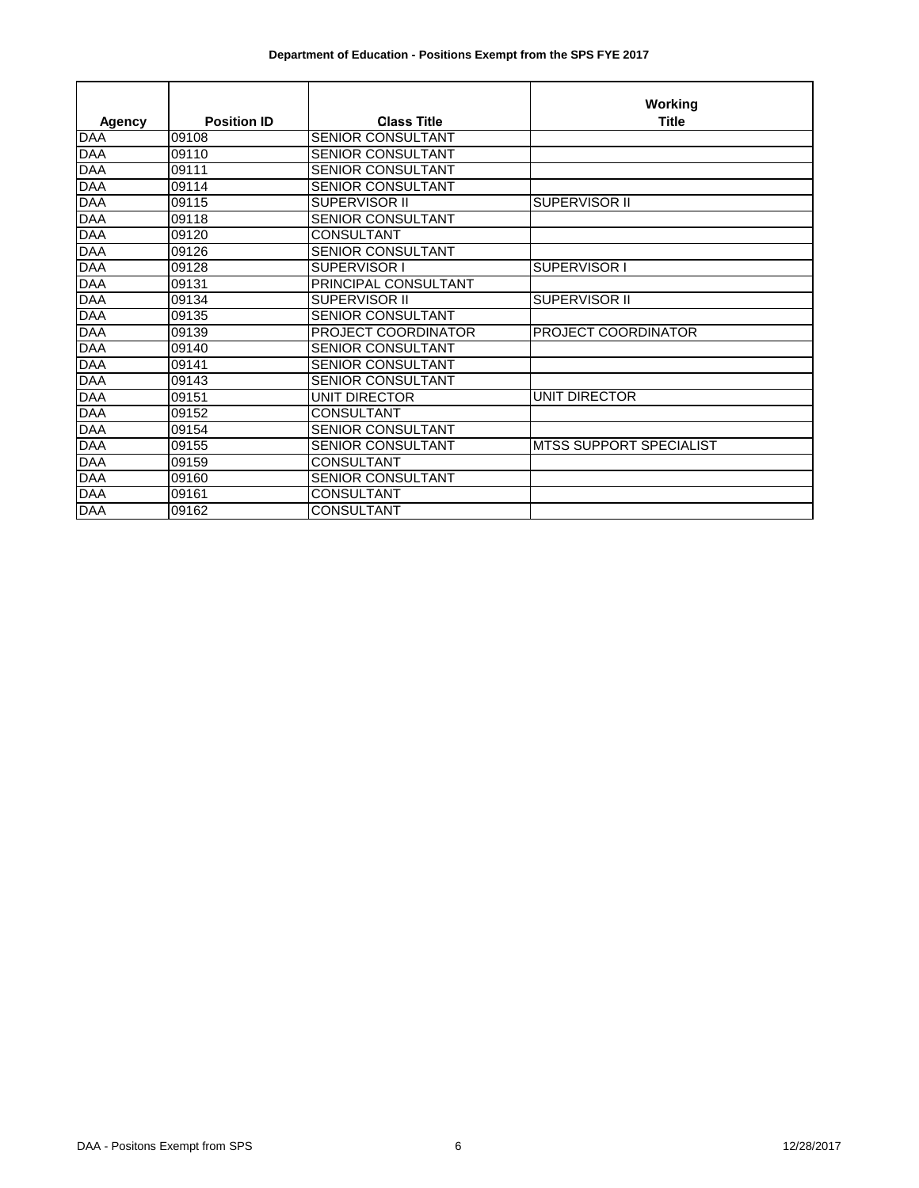**Department of Education - Positions Exempt from the SPS FYE 2017**

| Agency | Position ID | Class Title | Working Title |
|---|---|---|---|
| DAA | 09108 | SENIOR CONSULTANT | |
| DAA | 09110 | SENIOR CONSULTANT | |
| DAA | 09111 | SENIOR CONSULTANT | |
| DAA | 09114 | SENIOR CONSULTANT | |
| DAA | 09115 | SUPERVISOR II | SUPERVISOR II |
| DAA | 09118 | SENIOR CONSULTANT | |
| DAA | 09120 | CONSULTANT | |
| DAA | 09126 | SENIOR CONSULTANT | |
| DAA | 09128 | SUPERVISOR I | SUPERVISOR I |
| DAA | 09131 | PRINCIPAL CONSULTANT | |
| DAA | 09134 | SUPERVISOR II | SUPERVISOR II |
| DAA | 09135 | SENIOR CONSULTANT | |
| DAA | 09139 | PROJECT COORDINATOR | PROJECT COORDINATOR |
| DAA | 09140 | SENIOR CONSULTANT | |
| DAA | 09141 | SENIOR CONSULTANT | |
| DAA | 09143 | SENIOR CONSULTANT | |
| DAA | 09151 | UNIT DIRECTOR | UNIT DIRECTOR |
| DAA | 09152 | CONSULTANT | |
| DAA | 09154 | SENIOR CONSULTANT | |
| DAA | 09155 | SENIOR CONSULTANT | MTSS SUPPORT SPECIALIST |
| DAA | 09159 | CONSULTANT | |
| DAA | 09160 | SENIOR CONSULTANT | |
| DAA | 09161 | CONSULTANT | |
| DAA | 09162 | CONSULTANT | |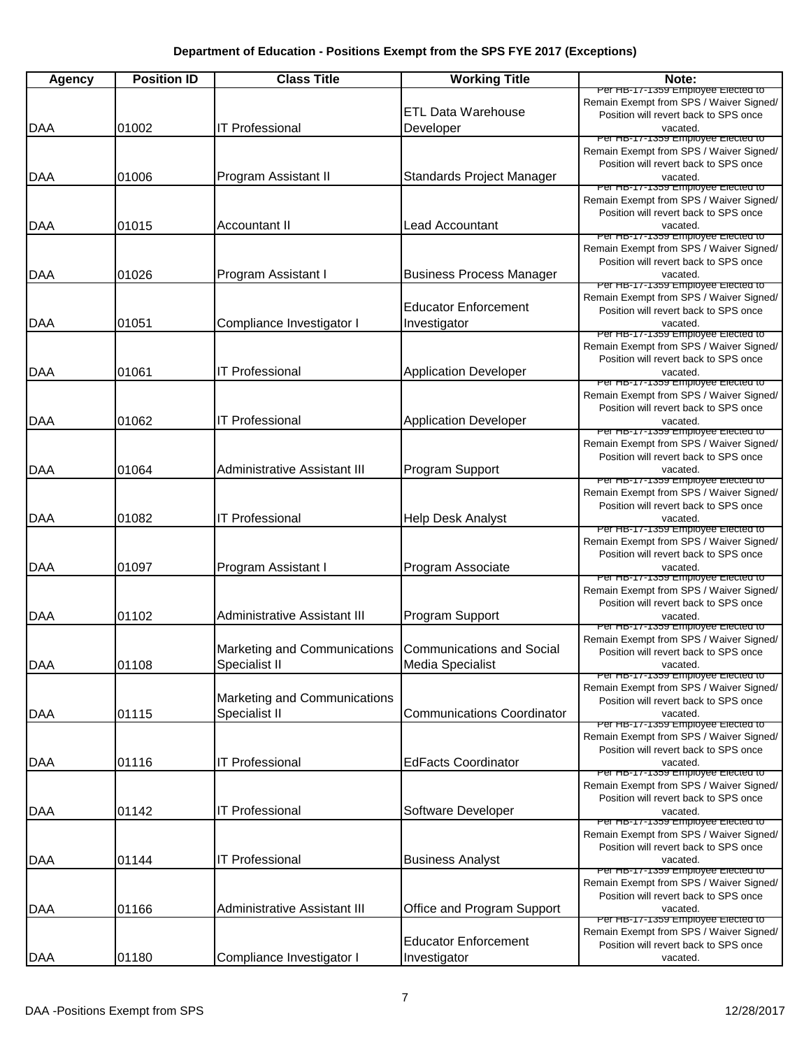**Department of Education - Positions Exempt from the SPS FYE 2017 (Exceptions)**

| Agency | Position ID | Class Title | Working Title | Note: |
|---|---|---|---|---|
| DAA | 01002 | IT Professional | ETL Data Warehouse Developer | Per HB-17-1359 Employee Elected to Remain Exempt from SPS / Waiver Signed/ Position will revert back to SPS once vacated. |
| DAA | 01006 | Program Assistant II | Standards Project Manager | Per HB-17-1359 Employee Elected to Remain Exempt from SPS / Waiver Signed/ Position will revert back to SPS once vacated. |
| DAA | 01015 | Accountant II | Lead Accountant | Per HB-17-1359 Employee Elected to Remain Exempt from SPS / Waiver Signed/ Position will revert back to SPS once vacated. |
| DAA | 01026 | Program Assistant I | Business Process Manager | Per HB-17-1359 Employee Elected to Remain Exempt from SPS / Waiver Signed/ Position will revert back to SPS once vacated. |
| DAA | 01051 | Compliance Investigator I | Educator Enforcement Investigator | Per HB-17-1359 Employee Elected to Remain Exempt from SPS / Waiver Signed/ Position will revert back to SPS once vacated. |
| DAA | 01061 | IT Professional | Application Developer | Per HB-17-1359 Employee Elected to Remain Exempt from SPS / Waiver Signed/ Position will revert back to SPS once vacated. |
| DAA | 01062 | IT Professional | Application Developer | Per HB-17-1359 Employee Elected to Remain Exempt from SPS / Waiver Signed/ Position will revert back to SPS once vacated. |
| DAA | 01064 | Administrative Assistant III | Program Support | Per HB-17-1359 Employee Elected to Remain Exempt from SPS / Waiver Signed/ Position will revert back to SPS once vacated. |
| DAA | 01082 | IT Professional | Help Desk Analyst | Per HB-17-1359 Employee Elected to Remain Exempt from SPS / Waiver Signed/ Position will revert back to SPS once vacated. |
| DAA | 01097 | Program Assistant I | Program Associate | Per HB-17-1359 Employee Elected to Remain Exempt from SPS / Waiver Signed/ Position will revert back to SPS once vacated. |
| DAA | 01102 | Administrative Assistant III | Program Support | Per HB-17-1359 Employee Elected to Remain Exempt from SPS / Waiver Signed/ Position will revert back to SPS once vacated. |
| DAA | 01108 | Marketing and Communications Specialist II | Communications and Social Media Specialist | Per HB-17-1359 Employee Elected to Remain Exempt from SPS / Waiver Signed/ Position will revert back to SPS once vacated. |
| DAA | 01115 | Marketing and Communications Specialist II | Communications Coordinator | Per HB-17-1359 Employee Elected to Remain Exempt from SPS / Waiver Signed/ Position will revert back to SPS once vacated. |
| DAA | 01116 | IT Professional | EdFacts Coordinator | Per HB-17-1359 Employee Elected to Remain Exempt from SPS / Waiver Signed/ Position will revert back to SPS once vacated. |
| DAA | 01142 | IT Professional | Software Developer | Per HB-17-1359 Employee Elected to Remain Exempt from SPS / Waiver Signed/ Position will revert back to SPS once vacated. |
| DAA | 01144 | IT Professional | Business Analyst | Per HB-17-1359 Employee Elected to Remain Exempt from SPS / Waiver Signed/ Position will revert back to SPS once vacated. |
| DAA | 01166 | Administrative Assistant III | Office and Program Support | Per HB-17-1359 Employee Elected to Remain Exempt from SPS / Waiver Signed/ Position will revert back to SPS once vacated. |
| DAA | 01180 | Compliance Investigator I | Educator Enforcement Investigator | Per HB-17-1359 Employee Elected to Remain Exempt from SPS / Waiver Signed/ Position will revert back to SPS once vacated. |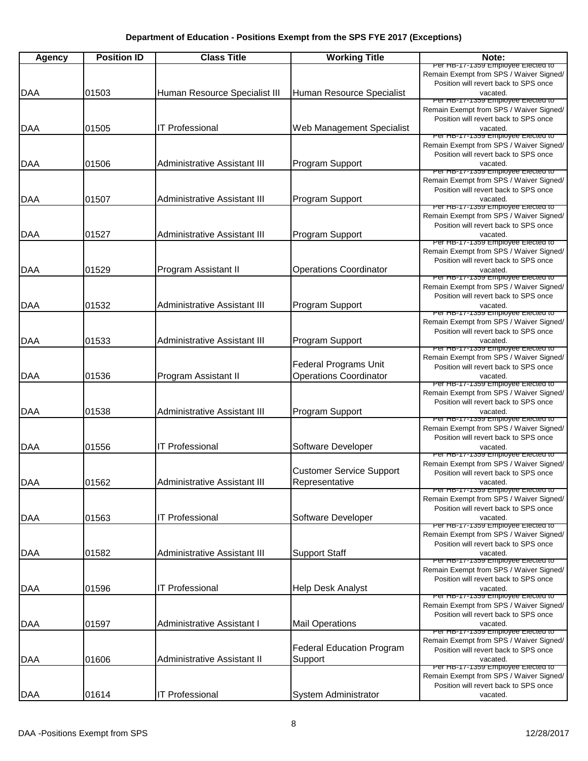**Department of Education - Positions Exempt from the SPS FYE 2017 (Exceptions)**

| Agency | Position ID | Class Title | Working Title | Note: |
|---|---|---|---|---|
| DAA | 01503 | Human Resource Specialist III | Human Resource Specialist | Per HB-17-1359 Employee Elected to Remain Exempt from SPS / Waiver Signed/ Position will revert back to SPS once vacated. |
| DAA | 01505 | IT Professional | Web Management Specialist | Per HB-17-1359 Employee Elected to Remain Exempt from SPS / Waiver Signed/ Position will revert back to SPS once vacated. |
| DAA | 01506 | Administrative Assistant III | Program Support | Per HB-17-1359 Employee Elected to Remain Exempt from SPS / Waiver Signed/ Position will revert back to SPS once vacated. |
| DAA | 01507 | Administrative Assistant III | Program Support | Per HB-17-1359 Employee Elected to Remain Exempt from SPS / Waiver Signed/ Position will revert back to SPS once vacated. |
| DAA | 01527 | Administrative Assistant III | Program Support | Per HB-17-1359 Employee Elected to Remain Exempt from SPS / Waiver Signed/ Position will revert back to SPS once vacated. |
| DAA | 01529 | Program Assistant II | Operations Coordinator | Per HB-17-1359 Employee Elected to Remain Exempt from SPS / Waiver Signed/ Position will revert back to SPS once vacated. |
| DAA | 01532 | Administrative Assistant III | Program Support | Per HB-17-1359 Employee Elected to Remain Exempt from SPS / Waiver Signed/ Position will revert back to SPS once vacated. |
| DAA | 01533 | Administrative Assistant III | Program Support | Per HB-17-1359 Employee Elected to Remain Exempt from SPS / Waiver Signed/ Position will revert back to SPS once vacated. |
| DAA | 01536 | Program Assistant II | Federal Programs Unit Operations Coordinator | Per HB-17-1359 Employee Elected to Remain Exempt from SPS / Waiver Signed/ Position will revert back to SPS once vacated. |
| DAA | 01538 | Administrative Assistant III | Program Support | Per HB-17-1359 Employee Elected to Remain Exempt from SPS / Waiver Signed/ Position will revert back to SPS once vacated. |
| DAA | 01556 | IT Professional | Software Developer | Per HB-17-1359 Employee Elected to Remain Exempt from SPS / Waiver Signed/ Position will revert back to SPS once vacated. |
| DAA | 01562 | Administrative Assistant III | Customer Service Support Representative | Per HB-17-1359 Employee Elected to Remain Exempt from SPS / Waiver Signed/ Position will revert back to SPS once vacated. |
| DAA | 01563 | IT Professional | Software Developer | Per HB-17-1359 Employee Elected to Remain Exempt from SPS / Waiver Signed/ Position will revert back to SPS once vacated. |
| DAA | 01582 | Administrative Assistant III | Support Staff | Per HB-17-1359 Employee Elected to Remain Exempt from SPS / Waiver Signed/ Position will revert back to SPS once vacated. |
| DAA | 01596 | IT Professional | Help Desk Analyst | Per HB-17-1359 Employee Elected to Remain Exempt from SPS / Waiver Signed/ Position will revert back to SPS once vacated. |
| DAA | 01597 | Administrative Assistant I | Mail Operations | Per HB-17-1359 Employee Elected to Remain Exempt from SPS / Waiver Signed/ Position will revert back to SPS once vacated. |
| DAA | 01606 | Administrative Assistant II | Federal Education Program Support | Per HB-17-1359 Employee Elected to Remain Exempt from SPS / Waiver Signed/ Position will revert back to SPS once vacated. |
| DAA | 01614 | IT Professional | System Administrator | Per HB-17-1359 Employee Elected to Remain Exempt from SPS / Waiver Signed/ Position will revert back to SPS once vacated. |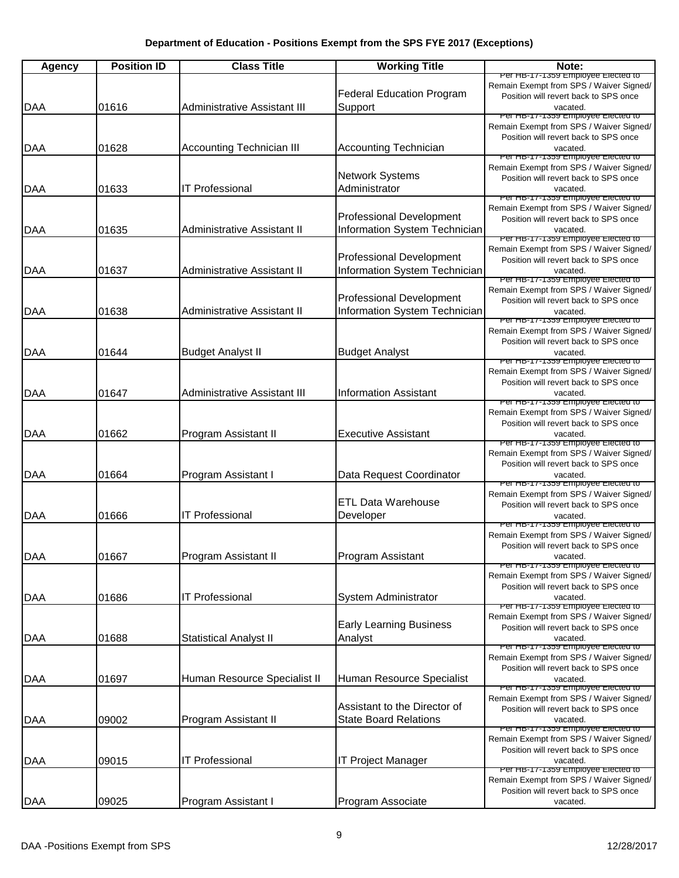**Department of Education - Positions Exempt from the SPS FYE 2017 (Exceptions)**

| Agency | Position ID | Class Title | Working Title | Note: |
|---|---|---|---|---|
| DAA | 01616 | Administrative Assistant III | Federal Education Program Support | Per HB-17-1359 Employee Elected to Remain Exempt from SPS / Waiver Signed/ Position will revert back to SPS once vacated. |
| DAA | 01628 | Accounting Technician III | Accounting Technician | Per HB-17-1359 Employee Elected to Remain Exempt from SPS / Waiver Signed/ Position will revert back to SPS once vacated. |
| DAA | 01633 | IT Professional | Network Systems Administrator | Per HB-17-1359 Employee Elected to Remain Exempt from SPS / Waiver Signed/ Position will revert back to SPS once vacated. |
| DAA | 01635 | Administrative Assistant II | Professional Development Information System Technician | Per HB-17-1359 Employee Elected to Remain Exempt from SPS / Waiver Signed/ Position will revert back to SPS once vacated. |
| DAA | 01637 | Administrative Assistant II | Professional Development Information System Technician | Per HB-17-1359 Employee Elected to Remain Exempt from SPS / Waiver Signed/ Position will revert back to SPS once vacated. |
| DAA | 01638 | Administrative Assistant II | Professional Development Information System Technician | Per HB-17-1359 Employee Elected to Remain Exempt from SPS / Waiver Signed/ Position will revert back to SPS once vacated. |
| DAA | 01644 | Budget Analyst II | Budget Analyst | Per HB-17-1359 Employee Elected to Remain Exempt from SPS / Waiver Signed/ Position will revert back to SPS once vacated. |
| DAA | 01647 | Administrative Assistant III | Information Assistant | Per HB-17-1359 Employee Elected to Remain Exempt from SPS / Waiver Signed/ Position will revert back to SPS once vacated. |
| DAA | 01662 | Program Assistant II | Executive Assistant | Per HB-17-1359 Employee Elected to Remain Exempt from SPS / Waiver Signed/ Position will revert back to SPS once vacated. |
| DAA | 01664 | Program Assistant I | Data Request Coordinator | Per HB-17-1359 Employee Elected to Remain Exempt from SPS / Waiver Signed/ Position will revert back to SPS once vacated. |
| DAA | 01666 | IT Professional | ETL Data Warehouse Developer | Per HB-17-1359 Employee Elected to Remain Exempt from SPS / Waiver Signed/ Position will revert back to SPS once vacated. |
| DAA | 01667 | Program Assistant II | Program Assistant | Per HB-17-1359 Employee Elected to Remain Exempt from SPS / Waiver Signed/ Position will revert back to SPS once vacated. |
| DAA | 01686 | IT Professional | System Administrator | Per HB-17-1359 Employee Elected to Remain Exempt from SPS / Waiver Signed/ Position will revert back to SPS once vacated. |
| DAA | 01688 | Statistical Analyst II | Early Learning Business Analyst | Per HB-17-1359 Employee Elected to Remain Exempt from SPS / Waiver Signed/ Position will revert back to SPS once vacated. |
| DAA | 01697 | Human Resource Specialist II | Human Resource Specialist | Per HB-17-1359 Employee Elected to Remain Exempt from SPS / Waiver Signed/ Position will revert back to SPS once vacated. |
| DAA | 09002 | Program Assistant II | Assistant to the Director of State Board Relations | Per HB-17-1359 Employee Elected to Remain Exempt from SPS / Waiver Signed/ Position will revert back to SPS once vacated. |
| DAA | 09015 | IT Professional | IT Project Manager | Per HB-17-1359 Employee Elected to Remain Exempt from SPS / Waiver Signed/ Position will revert back to SPS once vacated. |
| DAA | 09025 | Program Assistant I | Program Associate | Per HB-17-1359 Employee Elected to Remain Exempt from SPS / Waiver Signed/ Position will revert back to SPS once vacated. |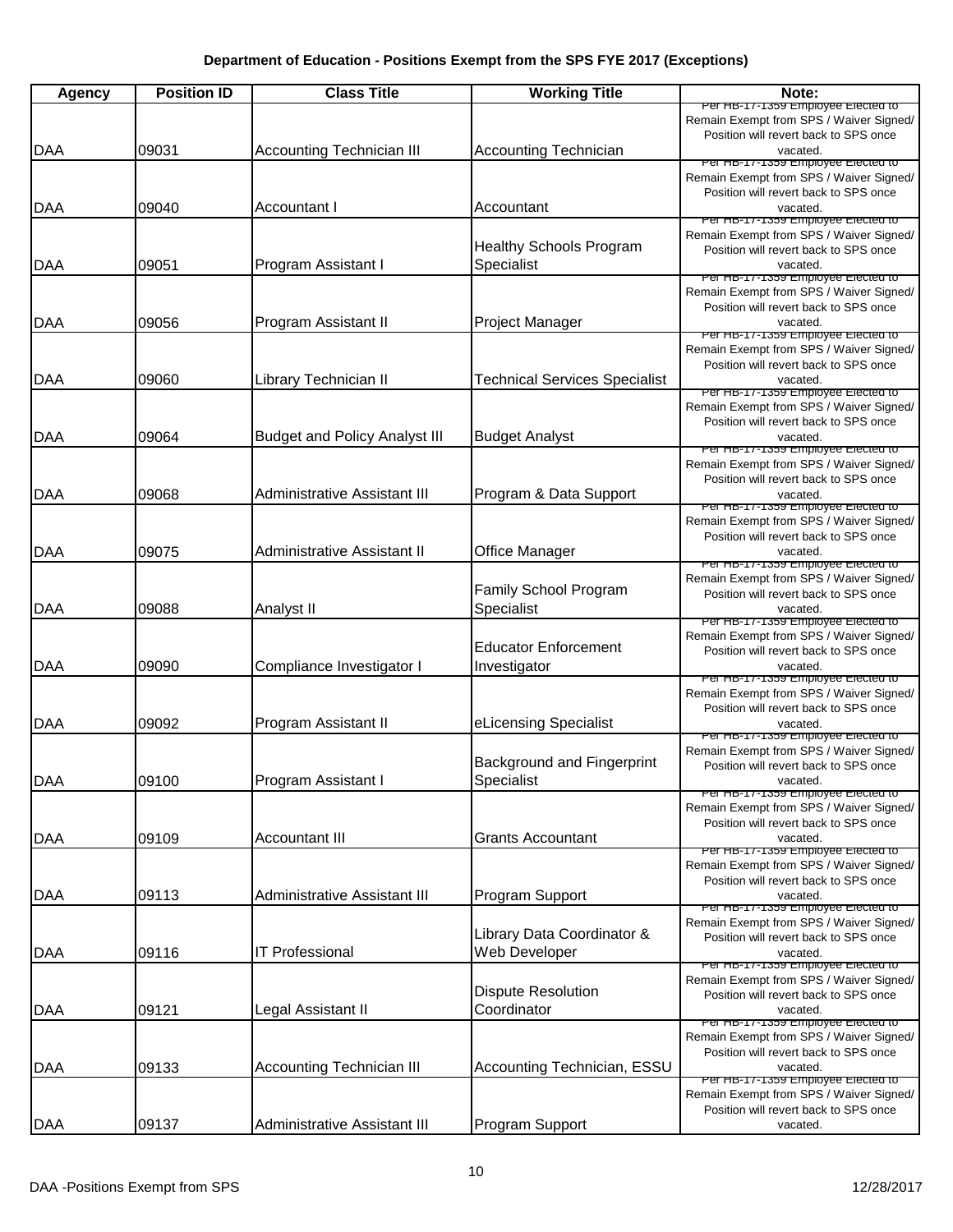**Department of Education - Positions Exempt from the SPS FYE 2017 (Exceptions)**

| Agency | Position ID | Class Title | Working Title | Note: |
|---|---|---|---|---|
| DAA | 09031 | Accounting Technician III | Accounting Technician | Per HB-17-1359 Employee Elected to Remain Exempt from SPS / Waiver Signed/ Position will revert back to SPS once vacated. |
| DAA | 09040 | Accountant I | Accountant | Per HB-17-1359 Employee Elected to Remain Exempt from SPS / Waiver Signed/ Position will revert back to SPS once vacated. |
| DAA | 09051 | Program Assistant I | Healthy Schools Program Specialist | Per HB-17-1359 Employee Elected to Remain Exempt from SPS / Waiver Signed/ Position will revert back to SPS once vacated. |
| DAA | 09056 | Program Assistant II | Project Manager | Per HB-17-1359 Employee Elected to Remain Exempt from SPS / Waiver Signed/ Position will revert back to SPS once vacated. |
| DAA | 09060 | Library Technician II | Technical Services Specialist | Per HB-17-1359 Employee Elected to Remain Exempt from SPS / Waiver Signed/ Position will revert back to SPS once vacated. |
| DAA | 09064 | Budget and Policy Analyst III | Budget Analyst | Per HB-17-1359 Employee Elected to Remain Exempt from SPS / Waiver Signed/ Position will revert back to SPS once vacated. |
| DAA | 09068 | Administrative Assistant III | Program & Data Support | Per HB-17-1359 Employee Elected to Remain Exempt from SPS / Waiver Signed/ Position will revert back to SPS once vacated. |
| DAA | 09075 | Administrative Assistant II | Office Manager | Per HB-17-1359 Employee Elected to Remain Exempt from SPS / Waiver Signed/ Position will revert back to SPS once vacated. |
| DAA | 09088 | Analyst II | Family School Program Specialist | Per HB-17-1359 Employee Elected to Remain Exempt from SPS / Waiver Signed/ Position will revert back to SPS once vacated. |
| DAA | 09090 | Compliance Investigator I | Educator Enforcement Investigator | Per HB-17-1359 Employee Elected to Remain Exempt from SPS / Waiver Signed/ Position will revert back to SPS once vacated. |
| DAA | 09092 | Program Assistant II | eLicensing Specialist | Per HB-17-1359 Employee Elected to Remain Exempt from SPS / Waiver Signed/ Position will revert back to SPS once vacated. |
| DAA | 09100 | Program Assistant I | Background and Fingerprint Specialist | Per HB-17-1359 Employee Elected to Remain Exempt from SPS / Waiver Signed/ Position will revert back to SPS once vacated. |
| DAA | 09109 | Accountant III | Grants Accountant | Per HB-17-1359 Employee Elected to Remain Exempt from SPS / Waiver Signed/ Position will revert back to SPS once vacated. |
| DAA | 09113 | Administrative Assistant III | Program Support | Per HB-17-1359 Employee Elected to Remain Exempt from SPS / Waiver Signed/ Position will revert back to SPS once vacated. |
| DAA | 09116 | IT Professional | Library Data Coordinator & Web Developer | Per HB-17-1359 Employee Elected to Remain Exempt from SPS / Waiver Signed/ Position will revert back to SPS once vacated. |
| DAA | 09121 | Legal Assistant II | Dispute Resolution Coordinator | Per HB-17-1359 Employee Elected to Remain Exempt from SPS / Waiver Signed/ Position will revert back to SPS once vacated. |
| DAA | 09133 | Accounting Technician III | Accounting Technician, ESSU | Per HB-17-1359 Employee Elected to Remain Exempt from SPS / Waiver Signed/ Position will revert back to SPS once vacated. |
| DAA | 09137 | Administrative Assistant III | Program Support | Per HB-17-1359 Employee Elected to Remain Exempt from SPS / Waiver Signed/ Position will revert back to SPS once vacated. |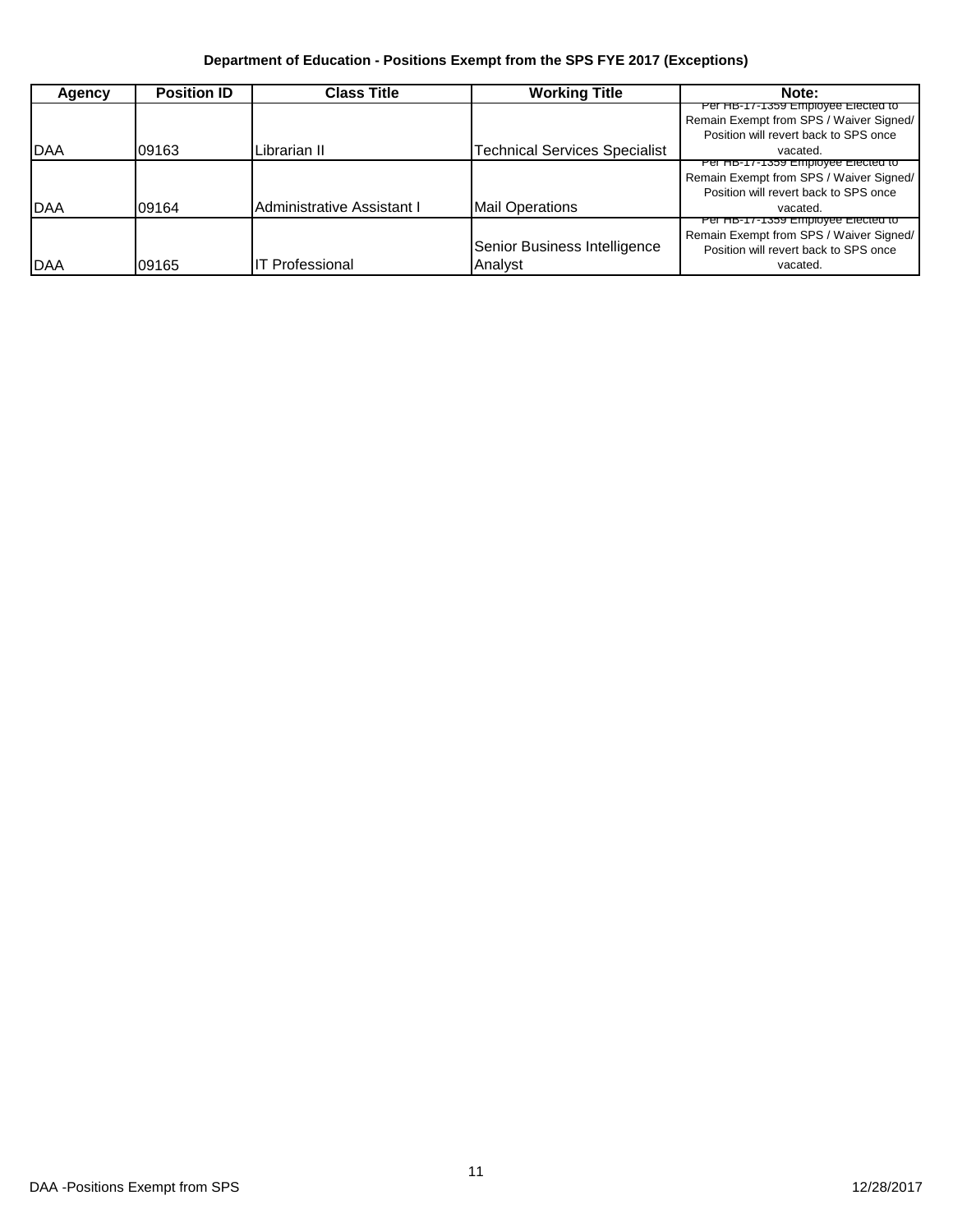**Department of Education - Positions Exempt from the SPS FYE 2017 (Exceptions)**

| Agency | Position ID | Class Title | Working Title | Note: |
|---|---|---|---|---|
| DAA | 09163 | Librarian II | Technical Services Specialist | Per HB-17-1359 Employee Elected to Remain Exempt from SPS / Waiver Signed/ Position will revert back to SPS once vacated. |
| DAA | 09164 | Administrative Assistant I | Mail Operations | Per HB-17-1359 Employee Elected to Remain Exempt from SPS / Waiver Signed/ Position will revert back to SPS once vacated. |
| DAA | 09165 | IT Professional | Senior Business Intelligence Analyst | Per HB-17-1359 Employee Elected to Remain Exempt from SPS / Waiver Signed/ Position will revert back to SPS once vacated. |